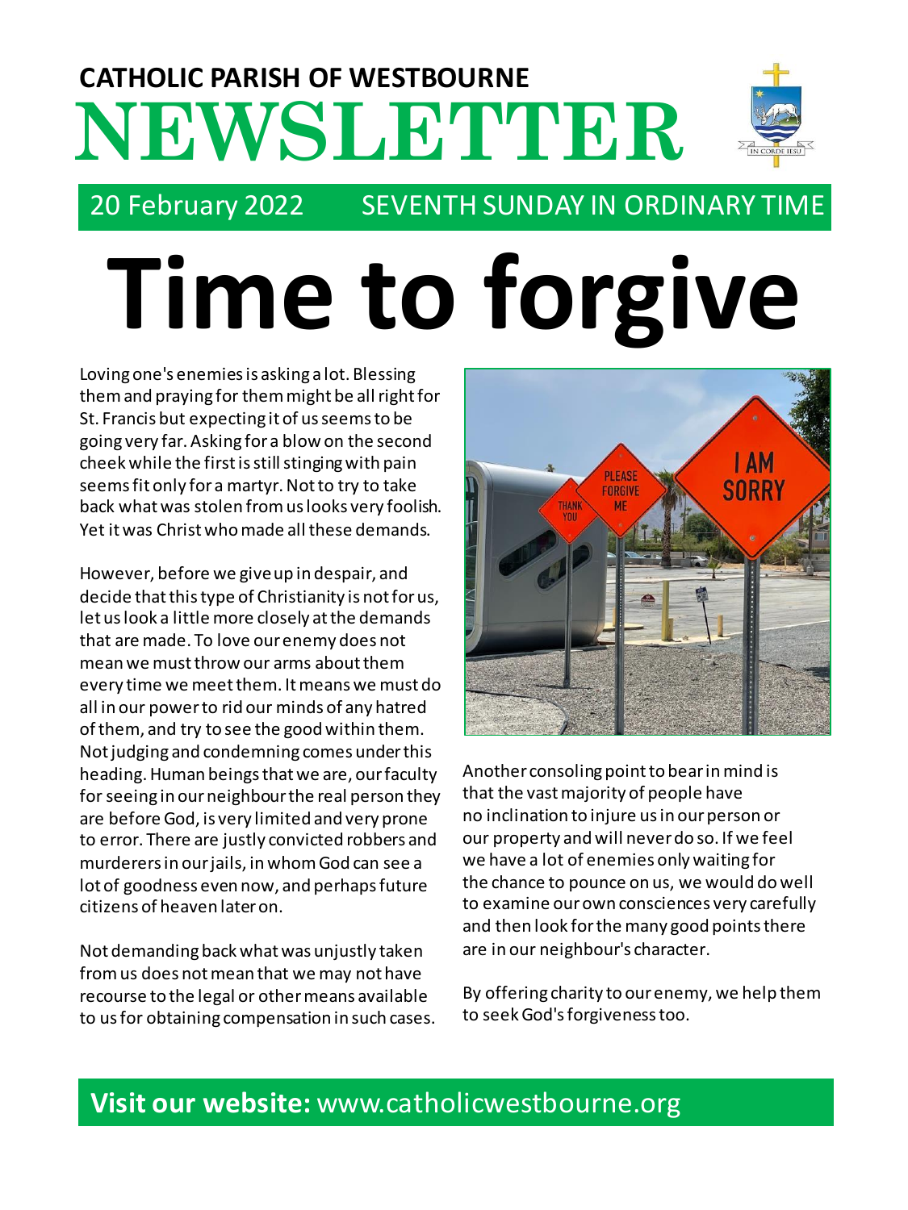# CATHOLIC PARISH OF WESTBOURNE
# NEWSLETTER

20 February 2022 SEVENTH SUNDAY IN ORDINARY TIME

# Time to forgive

Loving one's enemies is asking a lot. Blessing them and praying for them might be all right for St. Francis but expecting it of us seems to be going very far. Asking for a blow on the second cheek while the first is still stinging with pain seems fit only for a martyr. Not to try to take back what was stolen from us looks very foolish. Yet it was Christ who made all these demands.

However, before we give up in despair, and decide that this type of Christianity is not for us, let us look a little more closely at the demands that are made. To love our enemy does not mean we must throw our arms about them every time we meet them. It means we must do all in our power to rid our minds of any hatred of them, and try to see the good within them. Not judging and condemning comes under this heading. Human beings that we are, our faculty for seeing in our neighbour the real person they are before God, is very limited and very prone to error. There are justly convicted robbers and murderers in our jails, in whom God can see a lot of goodness even now, and perhaps future citizens of heaven later on.

Not demanding back what was unjustly taken from us does not mean that we may not have recourse to the legal or other means available to us for obtaining compensation in such cases.

Another consoling point to bear in mind is that the vast majority of people have no inclination to injure us in our person or our property and will never do so. If we feel we have a lot of enemies only waiting for the chance to pounce on us, we would do well to examine our own consciences very carefully and then look for the many good points there are in our neighbour's character.

By offering charity to our enemy, we help them to seek God's forgiveness too.

**Visit our website:** www.catholicwestbourne.org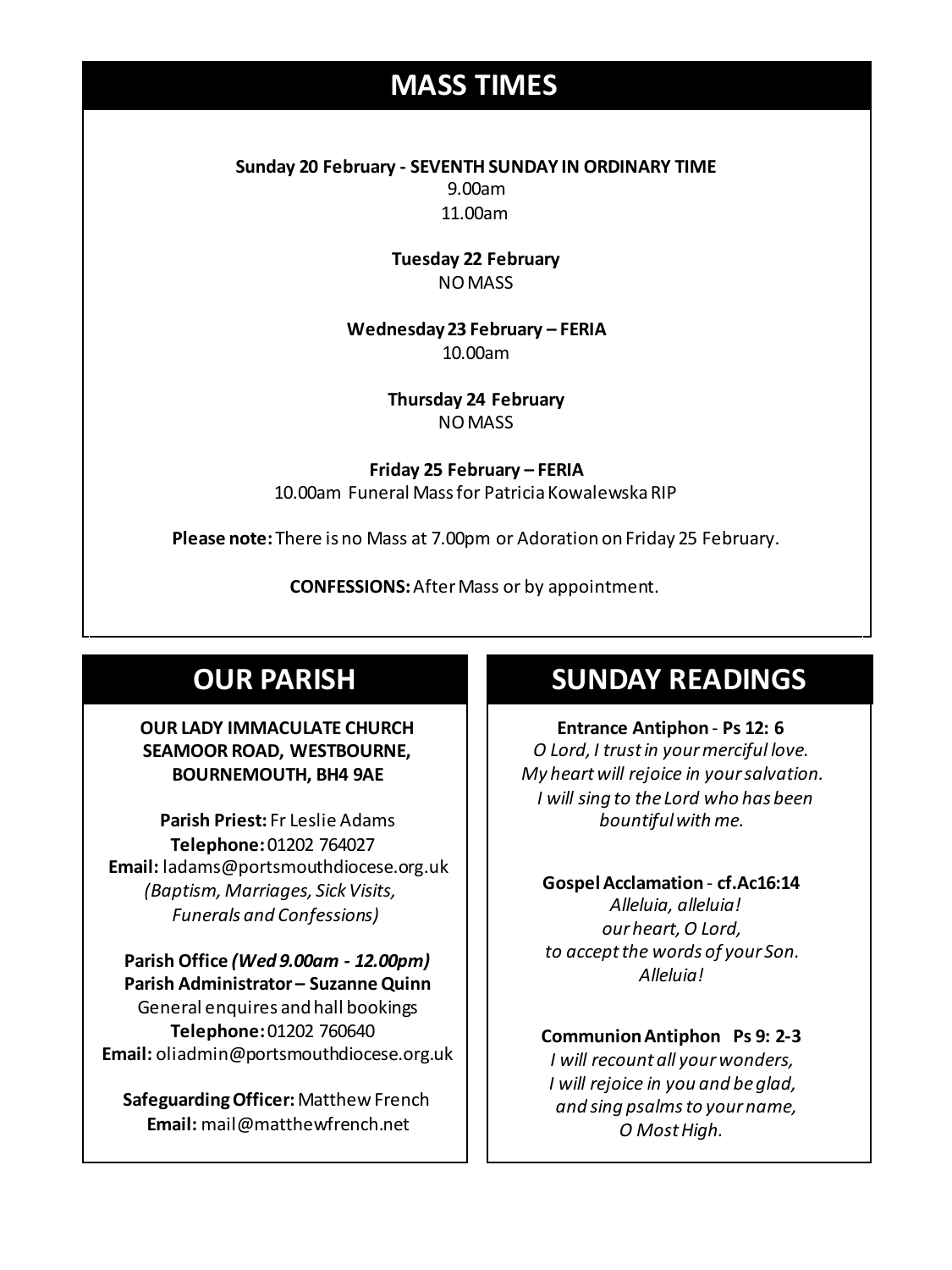## MASS TIMES

**Sunday 20 February - SEVENTH SUNDAY IN ORDINARY TIME**
9.00am
11.00am

**Tuesday 22 February**
NO MASS

**Wednesday 23 February – FERIA**
10.00am

**Thursday 24 February**
NO MASS

**Friday 25 February – FERIA**
10.00am Funeral Mass for Patricia Kowalewska RIP

**Please note:** There is no Mass at 7.00pm or Adoration on Friday 25 February.

**CONFESSIONS:** After Mass or by appointment.

## OUR PARISH

**OUR LADY IMMACULATE CHURCH**
**SEAMOOR ROAD, WESTBOURNE,**
**BOURNEMOUTH, BH4 9AE**

**Parish Priest:** Fr Leslie Adams
**Telephone:** 01202 764027
**Email:** ladams@portsmouthdiocese.org.uk
*(Baptism, Marriages, Sick Visits, Funerals and Confessions)*

**Parish Office *(Wed 9.00am - 12.00pm)***
**Parish Administrator – Suzanne Quinn**
General enquires and hall bookings
**Telephone:** 01202 760640
**Email:** oliadmin@portsmouthdiocese.org.uk

**Safeguarding Officer:** Matthew French
**Email:** mail@matthewfrench.net

## SUNDAY READINGS

**Entrance Antiphon** - **Ps 12: 6**
*O Lord, I trust in your merciful love.*
*My heart will rejoice in your salvation.*
*I will sing to the Lord who has been bountiful with me.*

**Gospel Acclamation** - **cf.Ac16:14**
*Alleluia, alleluia!*
*our heart, O Lord,*
*to accept the words of your Son.*
*Alleluia!*

**Communion Antiphon Ps 9: 2-3**
*I will recount all your wonders,*
*I will rejoice in you and be glad,*
*and sing psalms to your name,*
*O Most High.*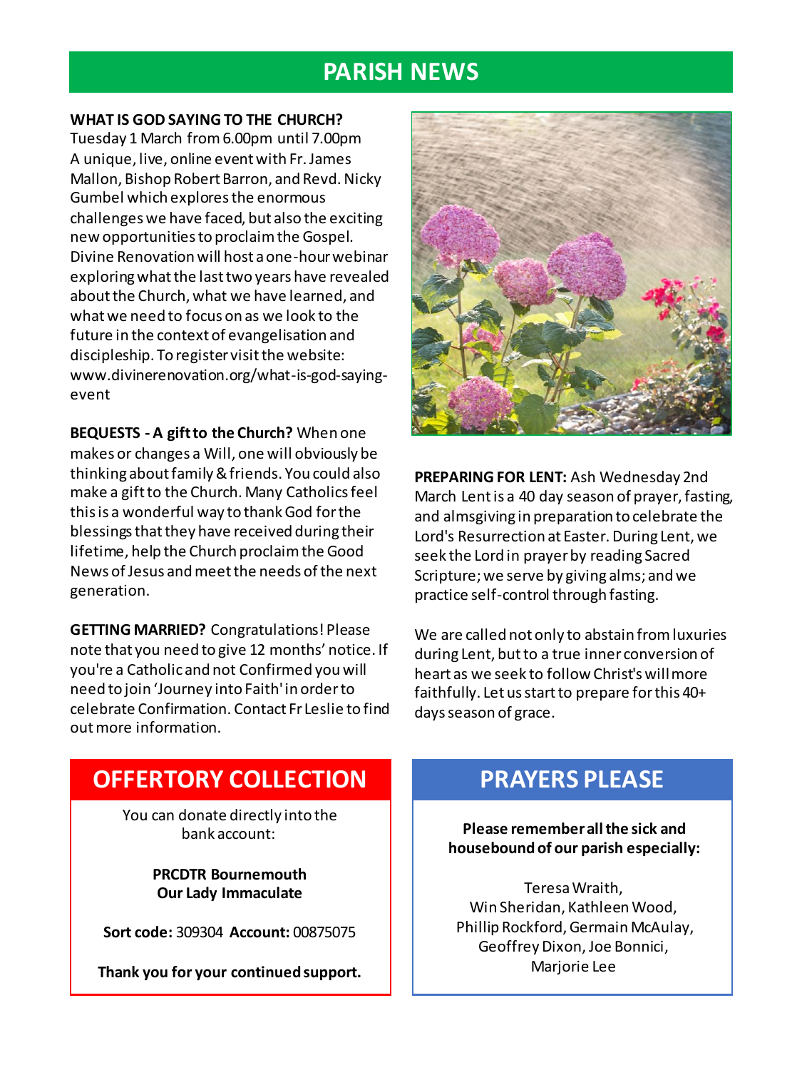# PARISH NEWS

**WHAT IS GOD SAYING TO THE CHURCH?**
Tuesday 1 March from 6.00pm until 7.00pm
A unique, live, online event with Fr. James Mallon, Bishop Robert Barron, and Revd. Nicky Gumbel which explores the enormous challenges we have faced, but also the exciting new opportunities to proclaim the Gospel. Divine Renovation will host a one-hour webinar exploring what the last two years have revealed about the Church, what we have learned, and what we need to focus on as we look to the future in the context of evangelisation and discipleship. To register visit the website: www.divinerenovation.org/what-is-god-saying-event

**BEQUESTS - A gift to the Church?** When one makes or changes a Will, one will obviously be thinking about family & friends. You could also make a gift to the Church. Many Catholics feel this is a wonderful way to thank God for the blessings that they have received during their lifetime, help the Church proclaim the Good News of Jesus and meet the needs of the next generation.

**GETTING MARRIED?** Congratulations! Please note that you need to give 12 months' notice. If you're a Catholic and not Confirmed you will need to join 'Journey into Faith' in order to celebrate Confirmation. Contact Fr Leslie to find out more information.

**PREPARING FOR LENT:** Ash Wednesday 2nd March Lent is a 40 day season of prayer, fasting, and almsgiving in preparation to celebrate the Lord's Resurrection at Easter. During Lent, we seek the Lord in prayer by reading Sacred Scripture; we serve by giving alms; and we practice self-control through fasting.

We are called not only to abstain from luxuries during Lent, but to a true inner conversion of heart as we seek to follow Christ's will more faithfully. Let us start to prepare for this 40+ days season of grace.

## OFFERTORY COLLECTION

You can donate directly into the bank account:

**PRCDTR Bournemouth**
**Our Lady Immaculate**

**Sort code:** 309304 **Account:** 00875075

**Thank you for your continued support.**

## PRAYERS PLEASE

**Please remember all the sick and housebound of our parish especially:**

Teresa Wraith,
Win Sheridan, Kathleen Wood,
Phillip Rockford, Germain McAulay,
Geoffrey Dixon, Joe Bonnici,
Marjorie Lee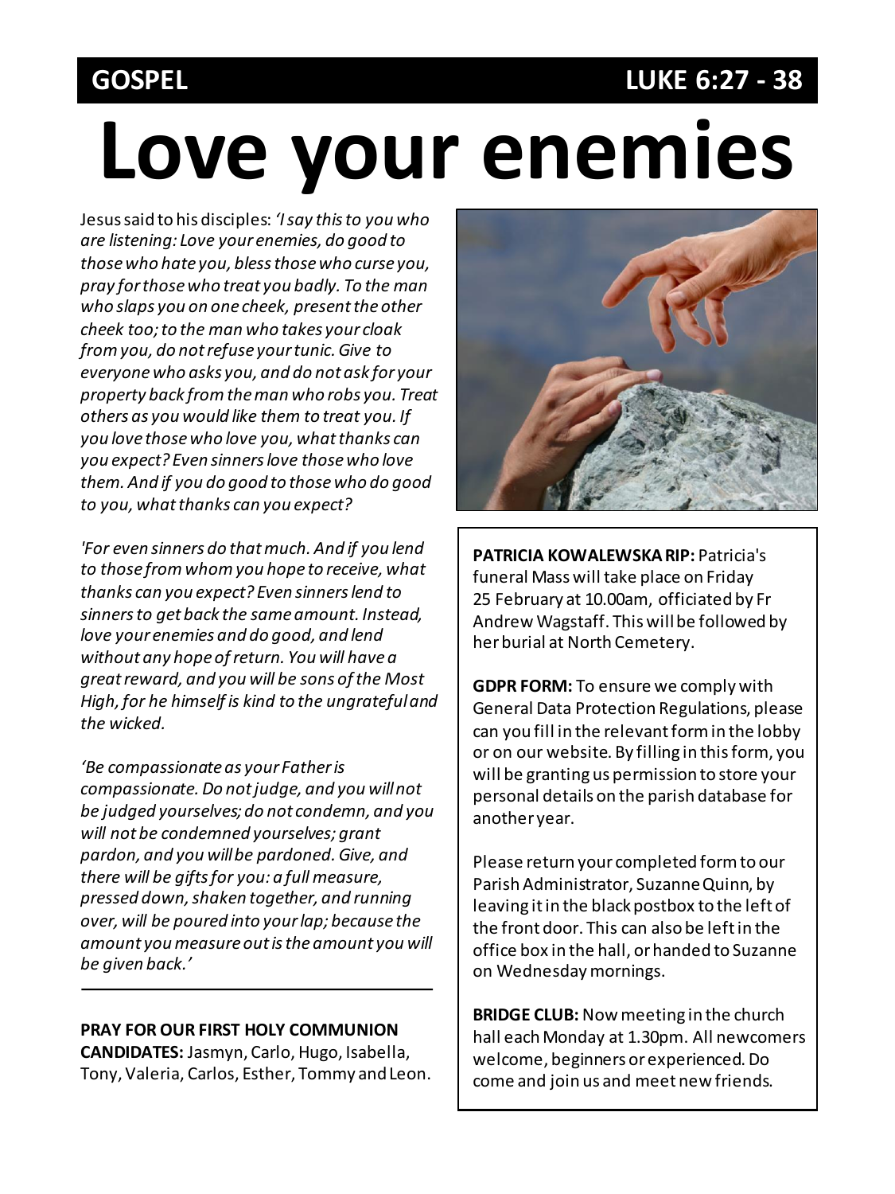**GOSPEL** **LUKE 6:27 - 38**

# Love your enemies

Jesus said to his disciples: *'I say this to you who are listening: Love your enemies, do good to those who hate you, bless those who curse you, pray for those who treat you badly. To the man who slaps you on one cheek, present the other cheek too; to the man who takes your cloak from you, do not refuse your tunic. Give to everyone who asks you, and do not ask for your property back from the man who robs you. Treat others as you would like them to treat you. If you love those who love you, what thanks can you expect? Even sinners love those who love them. And if you do good to those who do good to you, what thanks can you expect?*

*'For even sinners do that much. And if you lend to those from whom you hope to receive, what thanks can you expect? Even sinners lend to sinners to get back the same amount. Instead, love your enemies and do good, and lend without any hope of return. You will have a great reward, and you will be sons of the Most High, for he himself is kind to the ungrateful and the wicked.*

*'Be compassionate as your Father is compassionate. Do not judge, and you will not be judged yourselves; do not condemn, and you will not be condemned yourselves; grant pardon, and you will be pardoned. Give, and there will be gifts for you: a full measure, pressed down, shaken together, and running over, will be poured into your lap; because the amount you measure out is the amount you will be given back.'*

---

**PRAY FOR OUR FIRST HOLY COMMUNION CANDIDATES:** Jasmyn, Carlo, Hugo, Isabella, Tony, Valeria, Carlos, Esther, Tommy and Leon.

**PATRICIA KOWALEWSKA RIP:** Patricia's funeral Mass will take place on Friday 25 February at 10.00am, officiated by Fr Andrew Wagstaff. This will be followed by her burial at North Cemetery.

**GDPR FORM:** To ensure we comply with General Data Protection Regulations, please can you fill in the relevant form in the lobby or on our website. By filling in this form, you will be granting us permission to store your personal details on the parish database for another year.

Please return your completed form to our Parish Administrator, Suzanne Quinn, by leaving it in the black postbox to the left of the front door. This can also be left in the office box in the hall, or handed to Suzanne on Wednesday mornings.

**BRIDGE CLUB:** Now meeting in the church hall each Monday at 1.30pm. All newcomers welcome, beginners or experienced. Do come and join us and meet new friends.